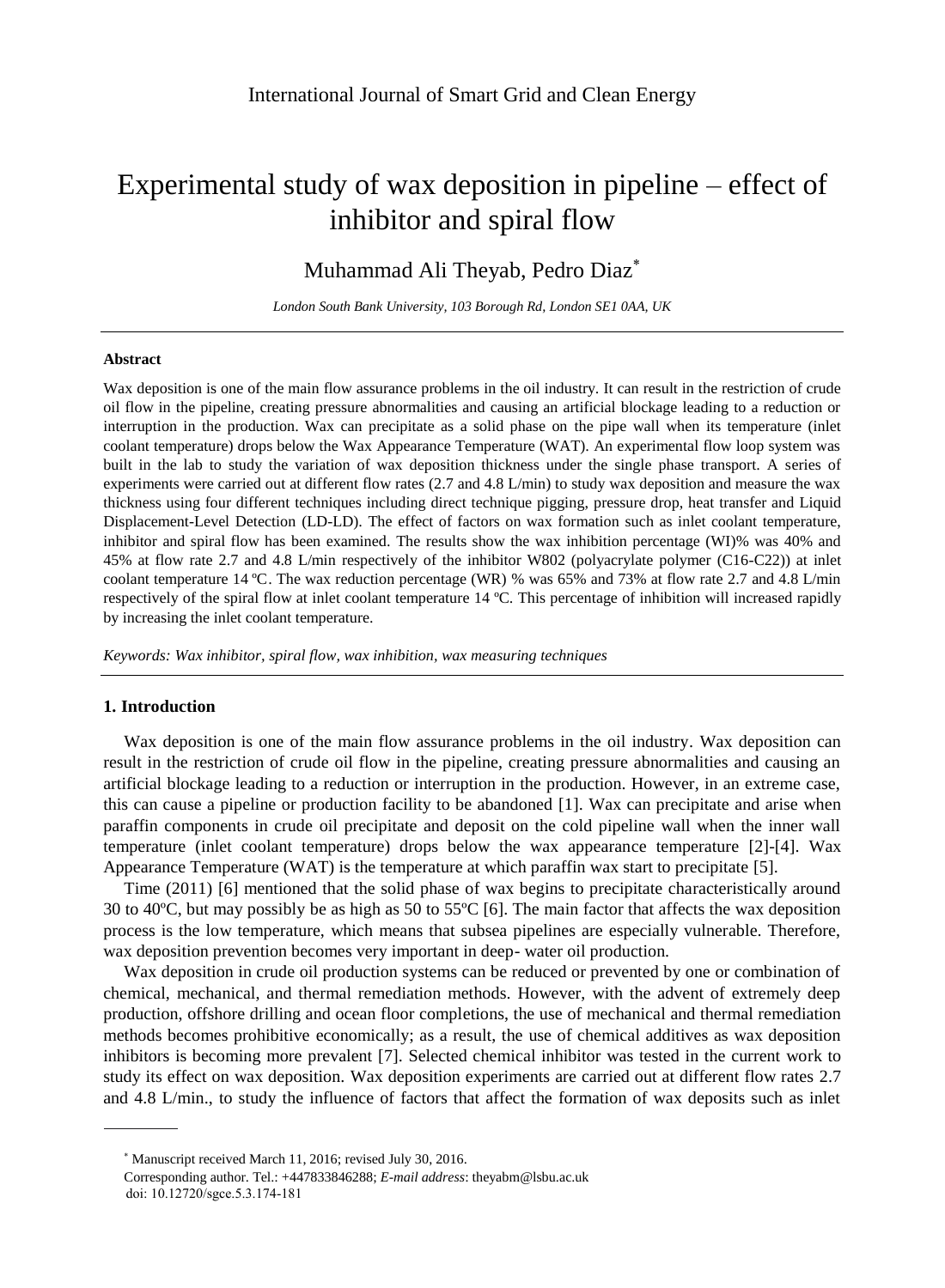# Experimental study of wax deposition in pipeline – effect of inhibitor and spiral flow

Muhammad Ali Theyab, Pedro Diaz*

*London South Bank University, 103 Borough Rd, London SE1 0AA, UK*

---

### Abstract

Wax deposition is one of the main flow assurance problems in the oil industry. It can result in the restriction of crude oil flow in the pipeline, creating pressure abnormalities and causing an artificial blockage leading to a reduction or interruption in the production. Wax can precipitate as a solid phase on the pipe wall when its temperature (inlet coolant temperature) drops below the Wax Appearance Temperature (WAT). An experimental flow loop system was built in the lab to study the variation of wax deposition thickness under the single phase transport. A series of experiments were carried out at different flow rates (2.7 and 4.8 L/min) to study wax deposition and measure the wax thickness using four different techniques including direct technique pigging, pressure drop, heat transfer and Liquid Displacement-Level Detection (LD-LD). The effect of factors on wax formation such as inlet coolant temperature, inhibitor and spiral flow has been examined. The results show the wax inhibition percentage (WI)% was 40% and 45% at flow rate 2.7 and 4.8 L/min respectively of the inhibitor W802 (polyacrylate polymer (C16-C22)) at inlet coolant temperature 14 ºC. The wax reduction percentage (WR) % was 65% and 73% at flow rate 2.7 and 4.8 L/min respectively of the spiral flow at inlet coolant temperature 14 ºC. This percentage of inhibition will increased rapidly by increasing the inlet coolant temperature.

*Keywords: Wax inhibitor, spiral flow, wax inhibition, wax measuring techniques*

---

### 1. Introduction

Wax deposition is one of the main flow assurance problems in the oil industry. Wax deposition can result in the restriction of crude oil flow in the pipeline, creating pressure abnormalities and causing an artificial blockage leading to a reduction or interruption in the production. However, in an extreme case, this can cause a pipeline or production facility to be abandoned [1]. Wax can precipitate and arise when paraffin components in crude oil precipitate and deposit on the cold pipeline wall when the inner wall temperature (inlet coolant temperature) drops below the wax appearance temperature [2]-[4]. Wax Appearance Temperature (WAT) is the temperature at which paraffin wax start to precipitate [5].

Time (2011) [6] mentioned that the solid phase of wax begins to precipitate characteristically around 30 to 40ºC, but may possibly be as high as 50 to 55ºC [6]. The main factor that affects the wax deposition process is the low temperature, which means that subsea pipelines are especially vulnerable. Therefore, wax deposition prevention becomes very important in deep- water oil production.

Wax deposition in crude oil production systems can be reduced or prevented by one or combination of chemical, mechanical, and thermal remediation methods. However, with the advent of extremely deep production, offshore drilling and ocean floor completions, the use of mechanical and thermal remediation methods becomes prohibitive economically; as a result, the use of chemical additives as wax deposition inhibitors is becoming more prevalent [7]. Selected chemical inhibitor was tested in the current work to study its effect on wax deposition. Wax deposition experiments are carried out at different flow rates 2.7 and 4.8 L/min., to study the influence of factors that affect the formation of wax deposits such as inlet

---

* Manuscript received March 11, 2016; revised July 30, 2016.

Corresponding author. Tel.: +447833846288; *E-mail address*: theyabm@lsbu.ac.uk

doi: 10.12720/sgce.5.3.174-181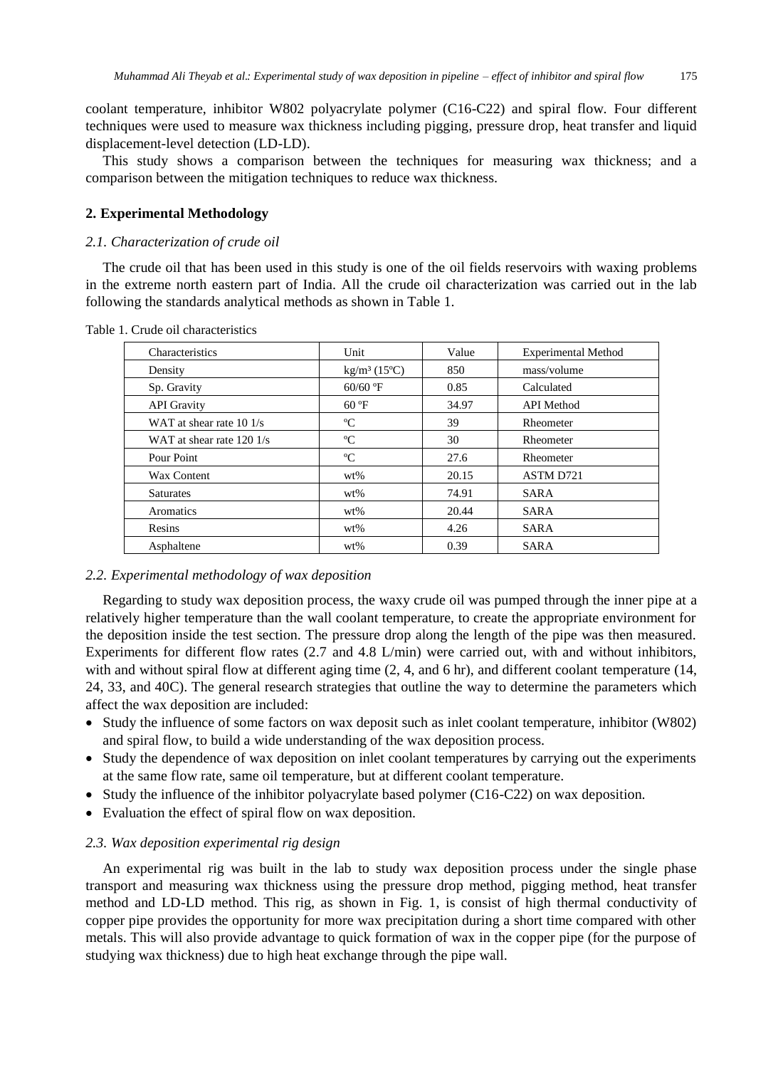coolant temperature, inhibitor W802 polyacrylate polymer (C16-C22) and spiral flow. Four different techniques were used to measure wax thickness including pigging, pressure drop, heat transfer and liquid displacement-level detection (LD-LD).

This study shows a comparison between the techniques for measuring wax thickness; and a comparison between the mitigation techniques to reduce wax thickness.

## 2. Experimental Methodology

### *2.1. Characterization of crude oil*

The crude oil that has been used in this study is one of the oil fields reservoirs with waxing problems in the extreme north eastern part of India. All the crude oil characterization was carried out in the lab following the standards analytical methods as shown in Table 1.

Table 1. Crude oil characteristics

| Characteristics | Unit | Value | Experimental Method |
|---|---|---|---|
| Density | kg/m³ (15ºC) | 850 | mass/volume |
| Sp. Gravity | 60/60 ºF | 0.85 | Calculated |
| API Gravity | 60 ºF | 34.97 | API Method |
| WAT at shear rate 10 1/s | ºC | 39 | Rheometer |
| WAT at shear rate 120 1/s | ºC | 30 | Rheometer |
| Pour Point | ºC | 27.6 | Rheometer |
| Wax Content | wt% | 20.15 | ASTM D721 |
| Saturates | wt% | 74.91 | SARA |
| Aromatics | wt% | 20.44 | SARA |
| Resins | wt% | 4.26 | SARA |
| Asphaltene | wt% | 0.39 | SARA |

### *2.2. Experimental methodology of wax deposition*

Regarding to study wax deposition process, the waxy crude oil was pumped through the inner pipe at a relatively higher temperature than the wall coolant temperature, to create the appropriate environment for the deposition inside the test section. The pressure drop along the length of the pipe was then measured. Experiments for different flow rates (2.7 and 4.8 L/min) were carried out, with and without inhibitors, with and without spiral flow at different aging time (2, 4, and 6 hr), and different coolant temperature (14, 24, 33, and 40C). The general research strategies that outline the way to determine the parameters which affect the wax deposition are included:

- Study the influence of some factors on wax deposit such as inlet coolant temperature, inhibitor (W802) and spiral flow, to build a wide understanding of the wax deposition process.
- Study the dependence of wax deposition on inlet coolant temperatures by carrying out the experiments at the same flow rate, same oil temperature, but at different coolant temperature.
- Study the influence of the inhibitor polyacrylate based polymer (C16-C22) on wax deposition.
- Evaluation the effect of spiral flow on wax deposition.

### *2.3. Wax deposition experimental rig design*

An experimental rig was built in the lab to study wax deposition process under the single phase transport and measuring wax thickness using the pressure drop method, pigging method, heat transfer method and LD-LD method. This rig, as shown in Fig. 1, is consist of high thermal conductivity of copper pipe provides the opportunity for more wax precipitation during a short time compared with other metals. This will also provide advantage to quick formation of wax in the copper pipe (for the purpose of studying wax thickness) due to high heat exchange through the pipe wall.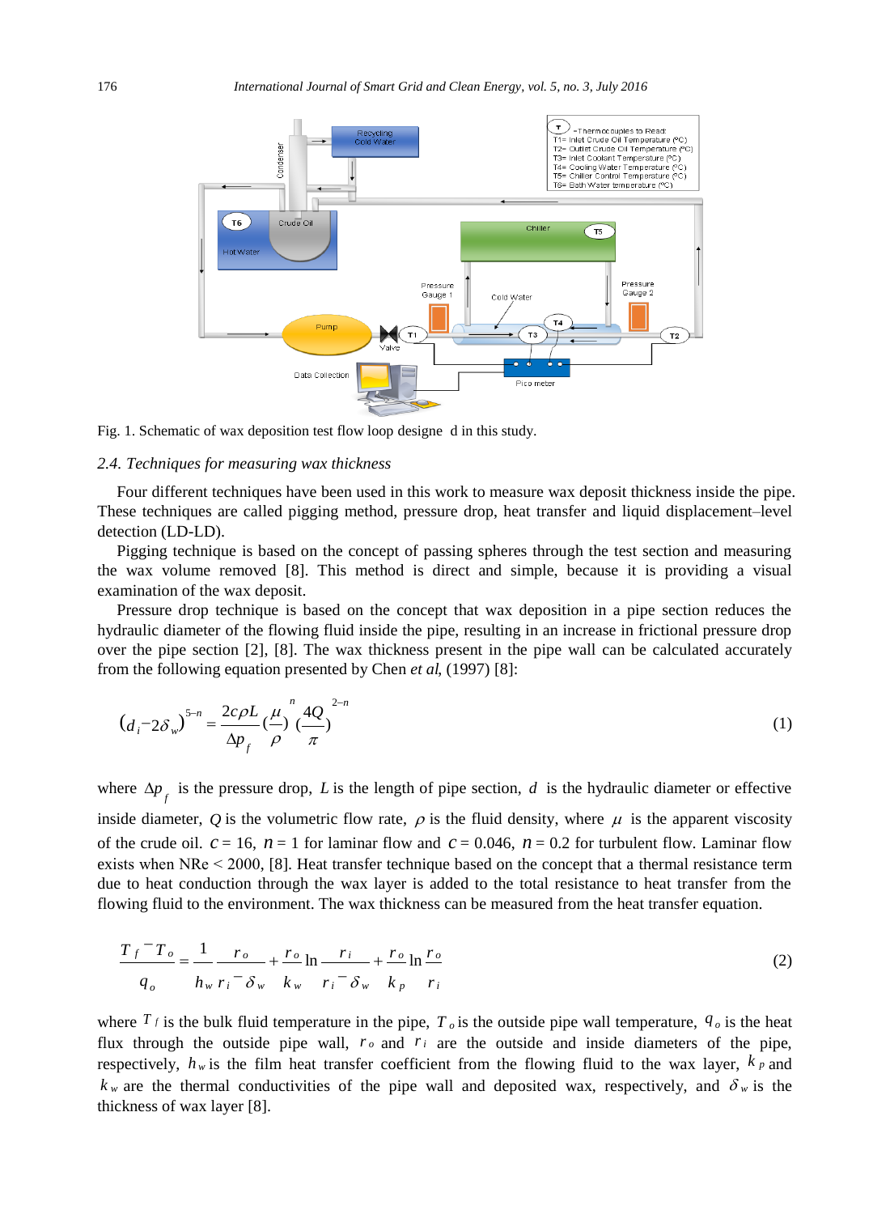Fig. 1. Schematic of wax deposition test flow loop designe d in this study.

### *2.4. Techniques for measuring wax thickness*

Four different techniques have been used in this work to measure wax deposit thickness inside the pipe. These techniques are called pigging method, pressure drop, heat transfer and liquid displacement–level detection (LD-LD).

Pigging technique is based on the concept of passing spheres through the test section and measuring the wax volume removed [8]. This method is direct and simple, because it is providing a visual examination of the wax deposit.

Pressure drop technique is based on the concept that wax deposition in a pipe section reduces the hydraulic diameter of the flowing fluid inside the pipe, resulting in an increase in frictional pressure drop over the pipe section [2], [8]. The wax thickness present in the pipe wall can be calculated accurately from the following equation presented by Chen *et al*, (1997) [8]:

$$(d_i - 2\delta_w)^{5-n} = \frac{2c\rho L}{\Delta p_f}\left(\frac{\mu}{\rho}\right)^n \left(\frac{4Q}{\pi}\right)^{2-n} \tag{1}$$

where $\Delta p_f$ is the pressure drop, $L$ is the length of pipe section, $d$ is the hydraulic diameter or effective inside diameter, $Q$ is the volumetric flow rate, $\rho$ is the fluid density, where $\mu$ is the apparent viscosity of the crude oil. $c$ = 16, $n$ = 1 for laminar flow and $c$ = 0.046, $n$ = 0.2 for turbulent flow. Laminar flow exists when NRe < 2000, [8]. Heat transfer technique based on the concept that a thermal resistance term due to heat conduction through the wax layer is added to the total resistance to heat transfer from the flowing fluid to the environment. The wax thickness can be measured from the heat transfer equation.

$$\frac{T_f - T_o}{q_o} = \frac{1}{h_w}\frac{r_o}{r_i - \delta_w} + \frac{r_o}{k_w}\ln\frac{r_i}{r_i - \delta_w} + \frac{r_o}{k_p}\ln\frac{r_o}{r_i} \tag{2}$$

where $T_f$ is the bulk fluid temperature in the pipe, $T_o$ is the outside pipe wall temperature, $q_o$ is the heat flux through the outside pipe wall, $r_o$ and $r_i$ are the outside and inside diameters of the pipe, respectively, $h_w$ is the film heat transfer coefficient from the flowing fluid to the wax layer, $k_p$ and $k_w$ are the thermal conductivities of the pipe wall and deposited wax, respectively, and $\delta_w$ is the thickness of wax layer [8].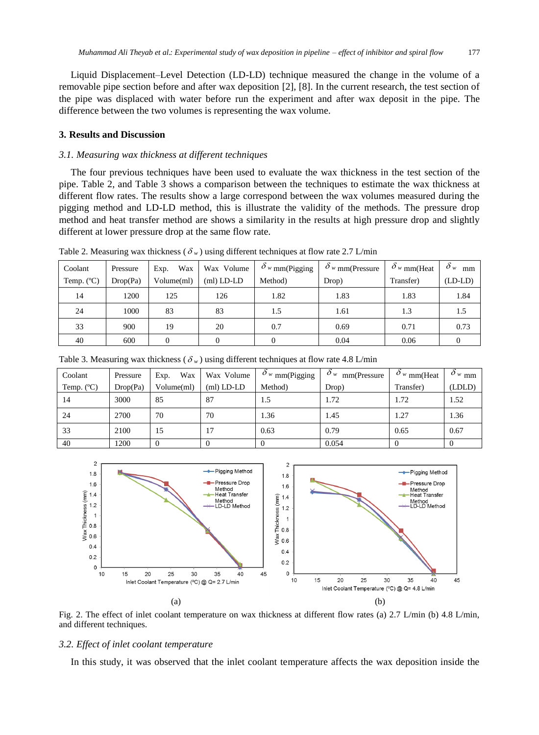Liquid Displacement–Level Detection (LD-LD) technique measured the change in the volume of a removable pipe section before and after wax deposition [2], [8]. In the current research, the test section of the pipe was displaced with water before run the experiment and after wax deposit in the pipe. The difference between the two volumes is representing the wax volume.

## 3. Results and Discussion

### *3.1. Measuring wax thickness at different techniques*

The four previous techniques have been used to evaluate the wax thickness in the test section of the pipe. Table 2, and Table 3 shows a comparison between the techniques to estimate the wax thickness at different flow rates. The results show a large correspond between the wax volumes measured during the pigging method and LD-LD method, this is illustrate the validity of the methods. The pressure drop method and heat transfer method are shows a similarity in the results at high pressure drop and slightly different at lower pressure drop at the same flow rate.

Table 2. Measuring wax thickness ($\delta_w$) using different techniques at flow rate 2.7 L/min

| Coolant Temp. (ºC) | Pressure Drop(Pa) | Exp. Wax Volume(ml) | Wax Volume (ml) LD-LD | $\delta_w$ mm(Pigging Method) | $\delta_w$ mm(Pressure Drop) | $\delta_w$ mm(Heat Transfer) | $\delta_w$ mm (LD-LD) |
|---|---|---|---|---|---|---|---|
| 14 | 1200 | 125 | 126 | 1.82 | 1.83 | 1.83 | 1.84 |
| 24 | 1000 | 83 | 83 | 1.5 | 1.61 | 1.3 | 1.5 |
| 33 | 900 | 19 | 20 | 0.7 | 0.69 | 0.71 | 0.73 |
| 40 | 600 | 0 | 0 | 0 | 0.04 | 0.06 | 0 |

Table 3. Measuring wax thickness ($\delta_w$) using different techniques at flow rate 4.8 L/min

| Coolant Temp. (ºC) | Pressure Drop(Pa) | Exp. Wax Volume(ml) | Wax Volume (ml) LD-LD | $\delta_w$ mm(Pigging Method) | $\delta_w$ mm(Pressure Drop) | $\delta_w$ mm(Heat Transfer) | $\delta_w$ mm (LDLD) |
|---|---|---|---|---|---|---|---|
| 14 | 3000 | 85 | 87 | 1.5 | 1.72 | 1.72 | 1.52 |
| 24 | 2700 | 70 | 70 | 1.36 | 1.45 | 1.27 | 1.36 |
| 33 | 2100 | 15 | 17 | 0.63 | 0.79 | 0.65 | 0.67 |
| 40 | 1200 | 0 | 0 | 0 | 0.054 | 0 | 0 |

Fig. 2. The effect of inlet coolant temperature on wax thickness at different flow rates (a) 2.7 L/min (b) 4.8 L/min, and different techniques.

### *3.2. Effect of inlet coolant temperature*

In this study, it was observed that the inlet coolant temperature affects the wax deposition inside the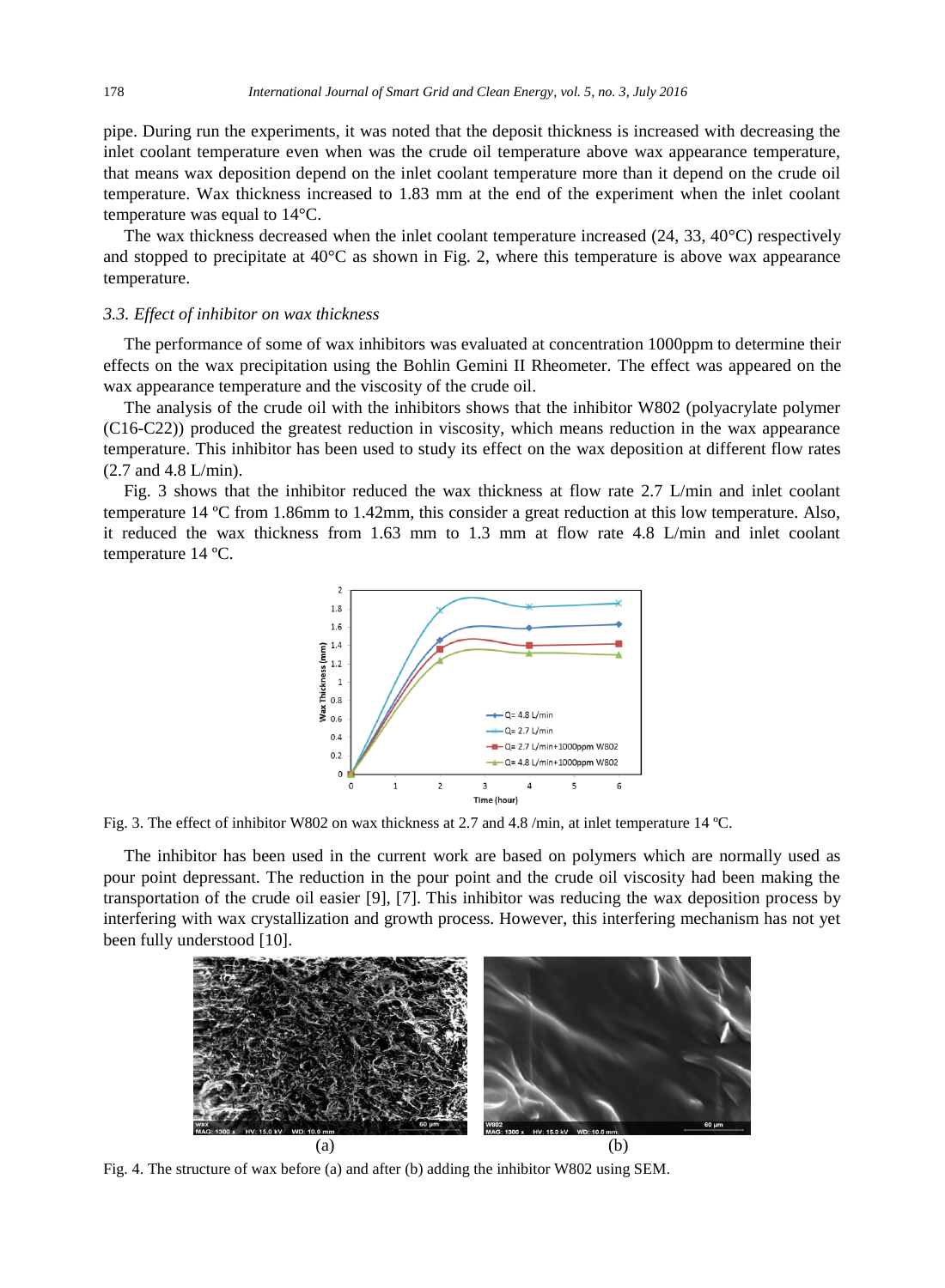pipe. During run the experiments, it was noted that the deposit thickness is increased with decreasing the inlet coolant temperature even when was the crude oil temperature above wax appearance temperature, that means wax deposition depend on the inlet coolant temperature more than it depend on the crude oil temperature. Wax thickness increased to 1.83 mm at the end of the experiment when the inlet coolant temperature was equal to 14°C.

The wax thickness decreased when the inlet coolant temperature increased (24, 33, 40°C) respectively and stopped to precipitate at 40°C as shown in Fig. 2, where this temperature is above wax appearance temperature.

### *3.3. Effect of inhibitor on wax thickness*

The performance of some of wax inhibitors was evaluated at concentration 1000ppm to determine their effects on the wax precipitation using the Bohlin Gemini II Rheometer. The effect was appeared on the wax appearance temperature and the viscosity of the crude oil.

The analysis of the crude oil with the inhibitors shows that the inhibitor W802 (polyacrylate polymer (C16-C22)) produced the greatest reduction in viscosity, which means reduction in the wax appearance temperature. This inhibitor has been used to study its effect on the wax deposition at different flow rates (2.7 and 4.8 L/min).

Fig. 3 shows that the inhibitor reduced the wax thickness at flow rate 2.7 L/min and inlet coolant temperature 14 ºC from 1.86mm to 1.42mm, this consider a great reduction at this low temperature. Also, it reduced the wax thickness from 1.63 mm to 1.3 mm at flow rate 4.8 L/min and inlet coolant temperature 14 ºC.

Fig. 3. The effect of inhibitor W802 on wax thickness at 2.7 and 4.8 /min, at inlet temperature 14 ºC.

The inhibitor has been used in the current work are based on polymers which are normally used as pour point depressant. The reduction in the pour point and the crude oil viscosity had been making the transportation of the crude oil easier [9], [7]. This inhibitor was reducing the wax deposition process by interfering with wax crystallization and growth process. However, this interfering mechanism has not yet been fully understood [10].

(a) (b)

Fig. 4. The structure of wax before (a) and after (b) adding the inhibitor W802 using SEM.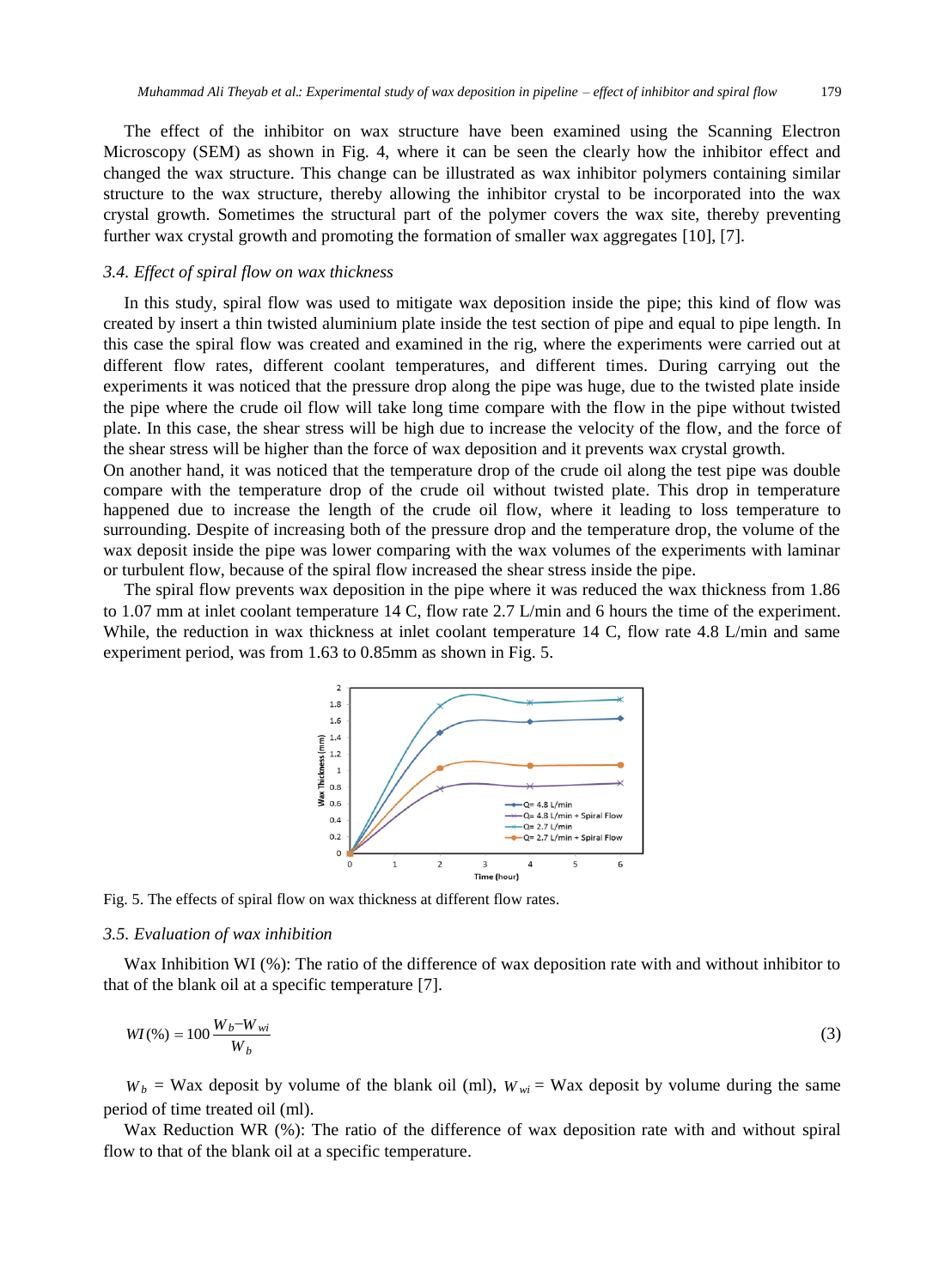The effect of the inhibitor on wax structure have been examined using the Scanning Electron Microscopy (SEM) as shown in Fig. 4, where it can be seen the clearly how the inhibitor effect and changed the wax structure. This change can be illustrated as wax inhibitor polymers containing similar structure to the wax structure, thereby allowing the inhibitor crystal to be incorporated into the wax crystal growth. Sometimes the structural part of the polymer covers the wax site, thereby preventing further wax crystal growth and promoting the formation of smaller wax aggregates [10], [7].

### *3.4. Effect of spiral flow on wax thickness*

In this study, spiral flow was used to mitigate wax deposition inside the pipe; this kind of flow was created by insert a thin twisted aluminium plate inside the test section of pipe and equal to pipe length. In this case the spiral flow was created and examined in the rig, where the experiments were carried out at different flow rates, different coolant temperatures, and different times. During carrying out the experiments it was noticed that the pressure drop along the pipe was huge, due to the twisted plate inside the pipe where the crude oil flow will take long time compare with the flow in the pipe without twisted plate. In this case, the shear stress will be high due to increase the velocity of the flow, and the force of the shear stress will be higher than the force of wax deposition and it prevents wax crystal growth.
On another hand, it was noticed that the temperature drop of the crude oil along the test pipe was double compare with the temperature drop of the crude oil without twisted plate. This drop in temperature happened due to increase the length of the crude oil flow, where it leading to loss temperature to surrounding. Despite of increasing both of the pressure drop and the temperature drop, the volume of the wax deposit inside the pipe was lower comparing with the wax volumes of the experiments with laminar or turbulent flow, because of the spiral flow increased the shear stress inside the pipe.

The spiral flow prevents wax deposition in the pipe where it was reduced the wax thickness from 1.86 to 1.07 mm at inlet coolant temperature 14 C, flow rate 2.7 L/min and 6 hours the time of the experiment. While, the reduction in wax thickness at inlet coolant temperature 14 C, flow rate 4.8 L/min and same experiment period, was from 1.63 to 0.85mm as shown in Fig. 5.

Fig. 5. The effects of spiral flow on wax thickness at different flow rates.

### *3.5. Evaluation of wax inhibition*

Wax Inhibition WI (%): The ratio of the difference of wax deposition rate with and without inhibitor to that of the blank oil at a specific temperature [7].

$$WI(\%) = 100\,\frac{W_b - W_{wi}}{W_b} \tag{3}$$

$W_b$ = Wax deposit by volume of the blank oil (ml), $W_{wi}$ = Wax deposit by volume during the same period of time treated oil (ml).

Wax Reduction WR (%): The ratio of the difference of wax deposition rate with and without spiral flow to that of the blank oil at a specific temperature.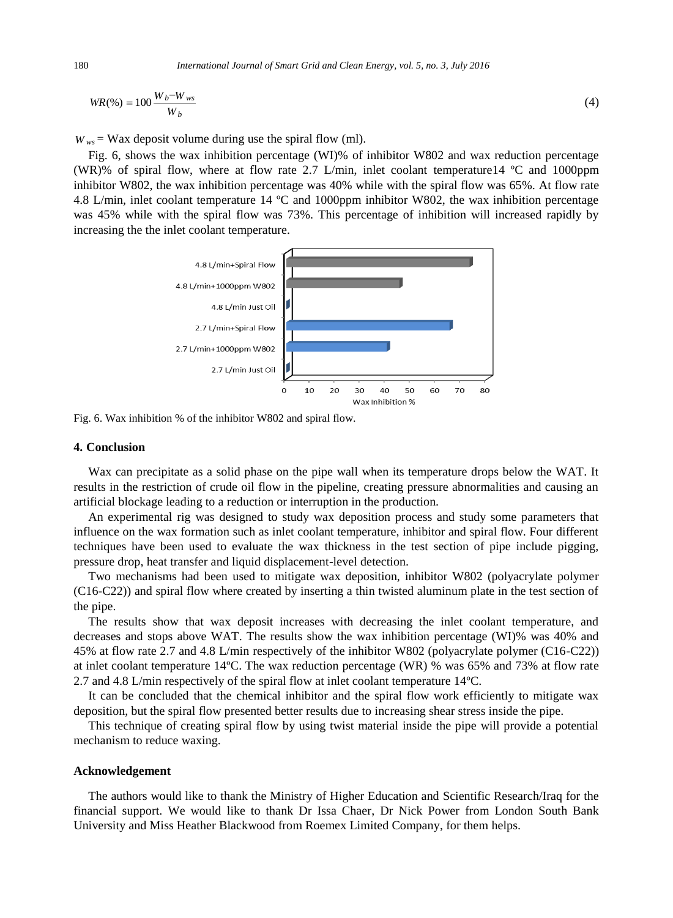$$WR(\%) = 100\frac{W_b - W_{ws}}{W_b} \quad (4)$$

$W_{ws}$ = Wax deposit volume during use the spiral flow (ml).

Fig. 6, shows the wax inhibition percentage (WI)% of inhibitor W802 and wax reduction percentage (WR)% of spiral flow, where at flow rate 2.7 L/min, inlet coolant temperature14 ºC and 1000ppm inhibitor W802, the wax inhibition percentage was 40% while with the spiral flow was 65%. At flow rate 4.8 L/min, inlet coolant temperature 14 ºC and 1000ppm inhibitor W802, the wax inhibition percentage was 45% while with the spiral flow was 73%. This percentage of inhibition will increased rapidly by increasing the the inlet coolant temperature.

Fig. 6. Wax inhibition % of the inhibitor W802 and spiral flow.

## 4. Conclusion

Wax can precipitate as a solid phase on the pipe wall when its temperature drops below the WAT. It results in the restriction of crude oil flow in the pipeline, creating pressure abnormalities and causing an artificial blockage leading to a reduction or interruption in the production.

An experimental rig was designed to study wax deposition process and study some parameters that influence on the wax formation such as inlet coolant temperature, inhibitor and spiral flow. Four different techniques have been used to evaluate the wax thickness in the test section of pipe include pigging, pressure drop, heat transfer and liquid displacement-level detection.

Two mechanisms had been used to mitigate wax deposition, inhibitor W802 (polyacrylate polymer (C16-C22)) and spiral flow where created by inserting a thin twisted aluminum plate in the test section of the pipe.

The results show that wax deposit increases with decreasing the inlet coolant temperature, and decreases and stops above WAT. The results show the wax inhibition percentage (WI)% was 40% and 45% at flow rate 2.7 and 4.8 L/min respectively of the inhibitor W802 (polyacrylate polymer (C16-C22)) at inlet coolant temperature 14ºC. The wax reduction percentage (WR) % was 65% and 73% at flow rate 2.7 and 4.8 L/min respectively of the spiral flow at inlet coolant temperature 14ºC.

It can be concluded that the chemical inhibitor and the spiral flow work efficiently to mitigate wax deposition, but the spiral flow presented better results due to increasing shear stress inside the pipe.

This technique of creating spiral flow by using twist material inside the pipe will provide a potential mechanism to reduce waxing.

## Acknowledgement

The authors would like to thank the Ministry of Higher Education and Scientific Research/Iraq for the financial support. We would like to thank Dr Issa Chaer, Dr Nick Power from London South Bank University and Miss Heather Blackwood from Roemex Limited Company, for them helps.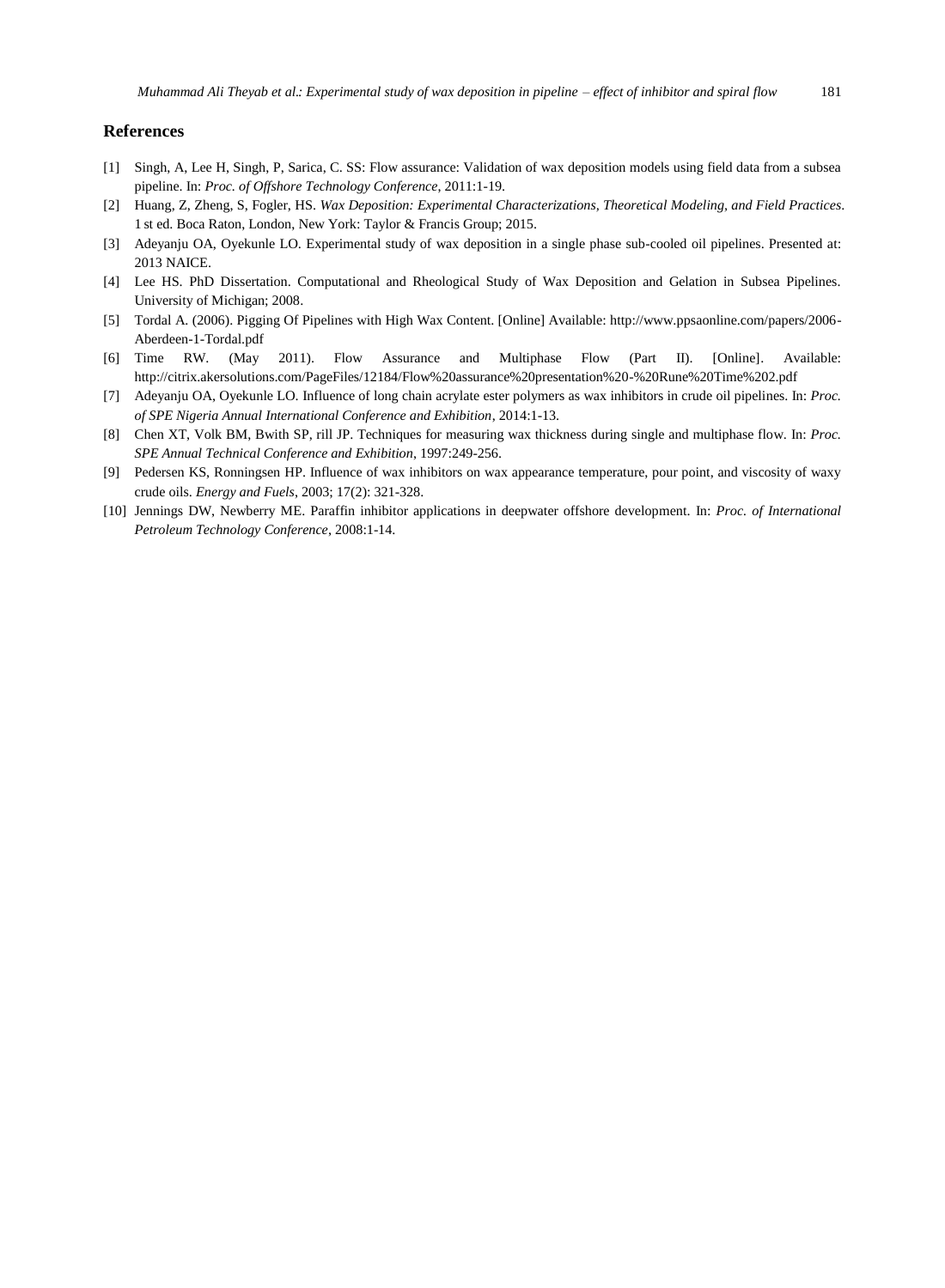## References

[1] Singh, A, Lee H, Singh, P, Sarica, C. SS: Flow assurance: Validation of wax deposition models using field data from a subsea pipeline. In: *Proc. of Offshore Technology Conference*, 2011:1-19.

[2] Huang, Z, Zheng, S, Fogler, HS. *Wax Deposition: Experimental Characterizations, Theoretical Modeling, and Field Practices*. 1 st ed. Boca Raton, London, New York: Taylor & Francis Group; 2015.

[3] Adeyanju OA, Oyekunle LO. Experimental study of wax deposition in a single phase sub-cooled oil pipelines. Presented at: 2013 NAICE.

[4] Lee HS. PhD Dissertation. Computational and Rheological Study of Wax Deposition and Gelation in Subsea Pipelines. University of Michigan; 2008.

[5] Tordal A. (2006). Pigging Of Pipelines with High Wax Content. [Online] Available: http://www.ppsaonline.com/papers/2006-Aberdeen-1-Tordal.pdf

[6] Time RW. (May 2011). Flow Assurance and Multiphase Flow (Part II). [Online]. Available: http://citrix.akersolutions.com/PageFiles/12184/Flow%20assurance%20presentation%20-%20Rune%20Time%202.pdf

[7] Adeyanju OA, Oyekunle LO. Influence of long chain acrylate ester polymers as wax inhibitors in crude oil pipelines. In: *Proc. of SPE Nigeria Annual International Conference and Exhibition*, 2014:1-13.

[8] Chen XT, Volk BM, Bwith SP, rill JP. Techniques for measuring wax thickness during single and multiphase flow. In: *Proc. SPE Annual Technical Conference and Exhibition*, 1997:249-256.

[9] Pedersen KS, Ronningsen HP. Influence of wax inhibitors on wax appearance temperature, pour point, and viscosity of waxy crude oils. *Energy and Fuels*, 2003; 17(2): 321-328.

[10] Jennings DW, Newberry ME. Paraffin inhibitor applications in deepwater offshore development. In: *Proc. of International Petroleum Technology Conference*, 2008:1-14.